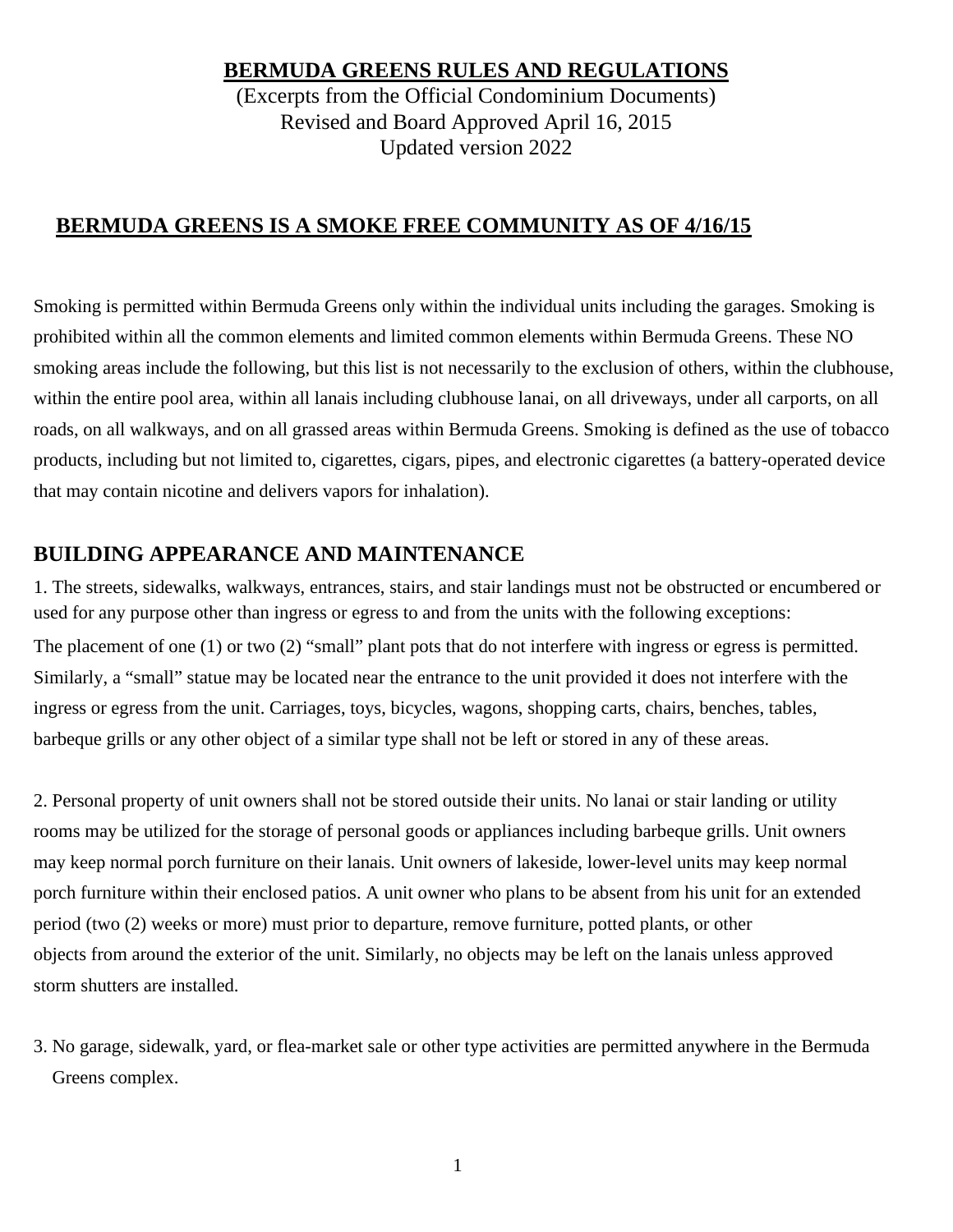# BERMUDA GREENS RULES AND REGULATIONS

(Excerpts from the Official Condominium Documents)
Revised and Board Approved April 16, 2015
Updated version 2022

## BERMUDA GREENS IS A SMOKE FREE COMMUNITY AS OF 4/16/15

Smoking is permitted within Bermuda Greens only within the individual units including the garages. Smoking is prohibited within all the common elements and limited common elements within Bermuda Greens. These NO smoking areas include the following, but this list is not necessarily to the exclusion of others, within the clubhouse, within the entire pool area, within all lanais including clubhouse lanai, on all driveways, under all carports, on all roads, on all walkways, and on all grassed areas within Bermuda Greens. Smoking is defined as the use of tobacco products, including but not limited to, cigarettes, cigars, pipes, and electronic cigarettes (a battery-operated device that may contain nicotine and delivers vapors for inhalation).

## BUILDING APPEARANCE AND MAINTENANCE

1. The streets, sidewalks, walkways, entrances, stairs, and stair landings must not be obstructed or encumbered or used for any purpose other than ingress or egress to and from the units with the following exceptions: The placement of one (1) or two (2) "small" plant pots that do not interfere with ingress or egress is permitted. Similarly, a "small" statue may be located near the entrance to the unit provided it does not interfere with the ingress or egress from the unit. Carriages, toys, bicycles, wagons, shopping carts, chairs, benches, tables, barbeque grills or any other object of a similar type shall not be left or stored in any of these areas.

2. Personal property of unit owners shall not be stored outside their units. No lanai or stair landing or utility rooms may be utilized for the storage of personal goods or appliances including barbeque grills. Unit owners may keep normal porch furniture on their lanais. Unit owners of lakeside, lower-level units may keep normal porch furniture within their enclosed patios. A unit owner who plans to be absent from his unit for an extended period (two (2) weeks or more) must prior to departure, remove furniture, potted plants, or other objects from around the exterior of the unit. Similarly, no objects may be left on the lanais unless approved storm shutters are installed.

3. No garage, sidewalk, yard, or flea-market sale or other type activities are permitted anywhere in the Bermuda Greens complex.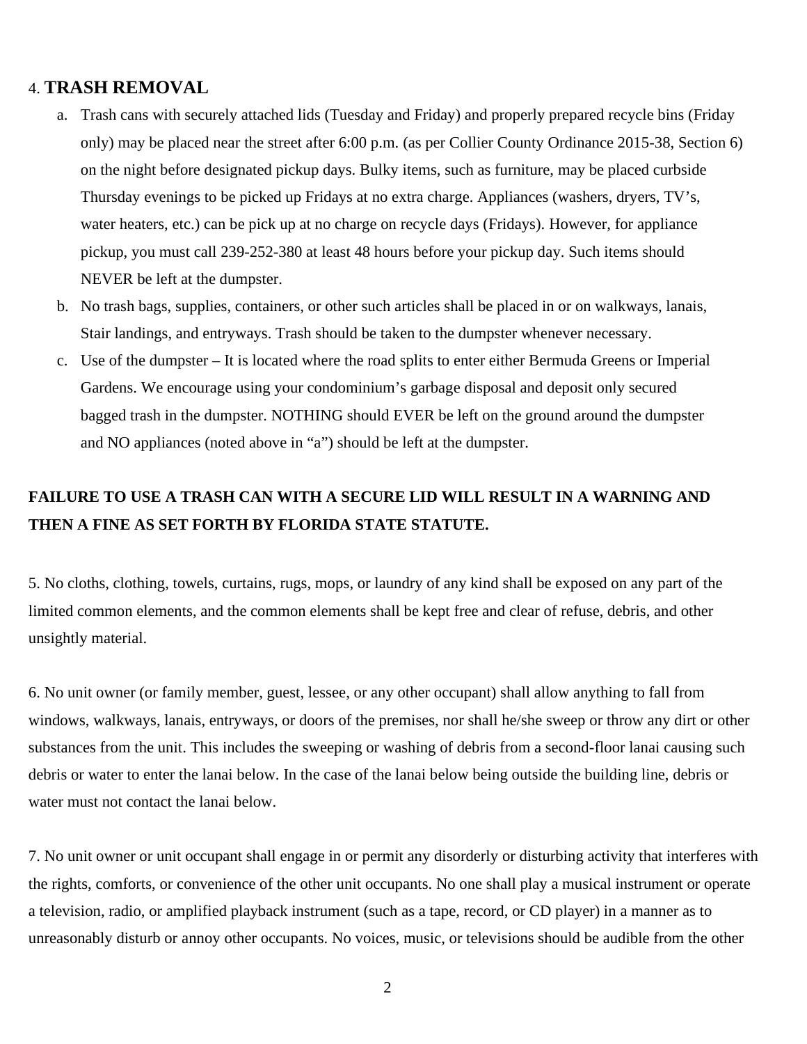## 4. TRASH REMOVAL

a. Trash cans with securely attached lids (Tuesday and Friday) and properly prepared recycle bins (Friday only) may be placed near the street after 6:00 p.m. (as per Collier County Ordinance 2015-38, Section 6) on the night before designated pickup days. Bulky items, such as furniture, may be placed curbside Thursday evenings to be picked up Fridays at no extra charge. Appliances (washers, dryers, TV's, water heaters, etc.) can be pick up at no charge on recycle days (Fridays). However, for appliance pickup, you must call 239-252-380 at least 48 hours before your pickup day. Such items should NEVER be left at the dumpster.

b. No trash bags, supplies, containers, or other such articles shall be placed in or on walkways, lanais, Stair landings, and entryways. Trash should be taken to the dumpster whenever necessary.

c. Use of the dumpster – It is located where the road splits to enter either Bermuda Greens or Imperial Gardens. We encourage using your condominium's garbage disposal and deposit only secured bagged trash in the dumpster. NOTHING should EVER be left on the ground around the dumpster and NO appliances (noted above in "a") should be left at the dumpster.

**FAILURE TO USE A TRASH CAN WITH A SECURE LID WILL RESULT IN A WARNING AND THEN A FINE AS SET FORTH BY FLORIDA STATE STATUTE.**

5. No cloths, clothing, towels, curtains, rugs, mops, or laundry of any kind shall be exposed on any part of the limited common elements, and the common elements shall be kept free and clear of refuse, debris, and other unsightly material.

6. No unit owner (or family member, guest, lessee, or any other occupant) shall allow anything to fall from windows, walkways, lanais, entryways, or doors of the premises, nor shall he/she sweep or throw any dirt or other substances from the unit. This includes the sweeping or washing of debris from a second-floor lanai causing such debris or water to enter the lanai below. In the case of the lanai below being outside the building line, debris or water must not contact the lanai below.

7. No unit owner or unit occupant shall engage in or permit any disorderly or disturbing activity that interferes with the rights, comforts, or convenience of the other unit occupants. No one shall play a musical instrument or operate a television, radio, or amplified playback instrument (such as a tape, record, or CD player) in a manner as to unreasonably disturb or annoy other occupants. No voices, music, or televisions should be audible from the other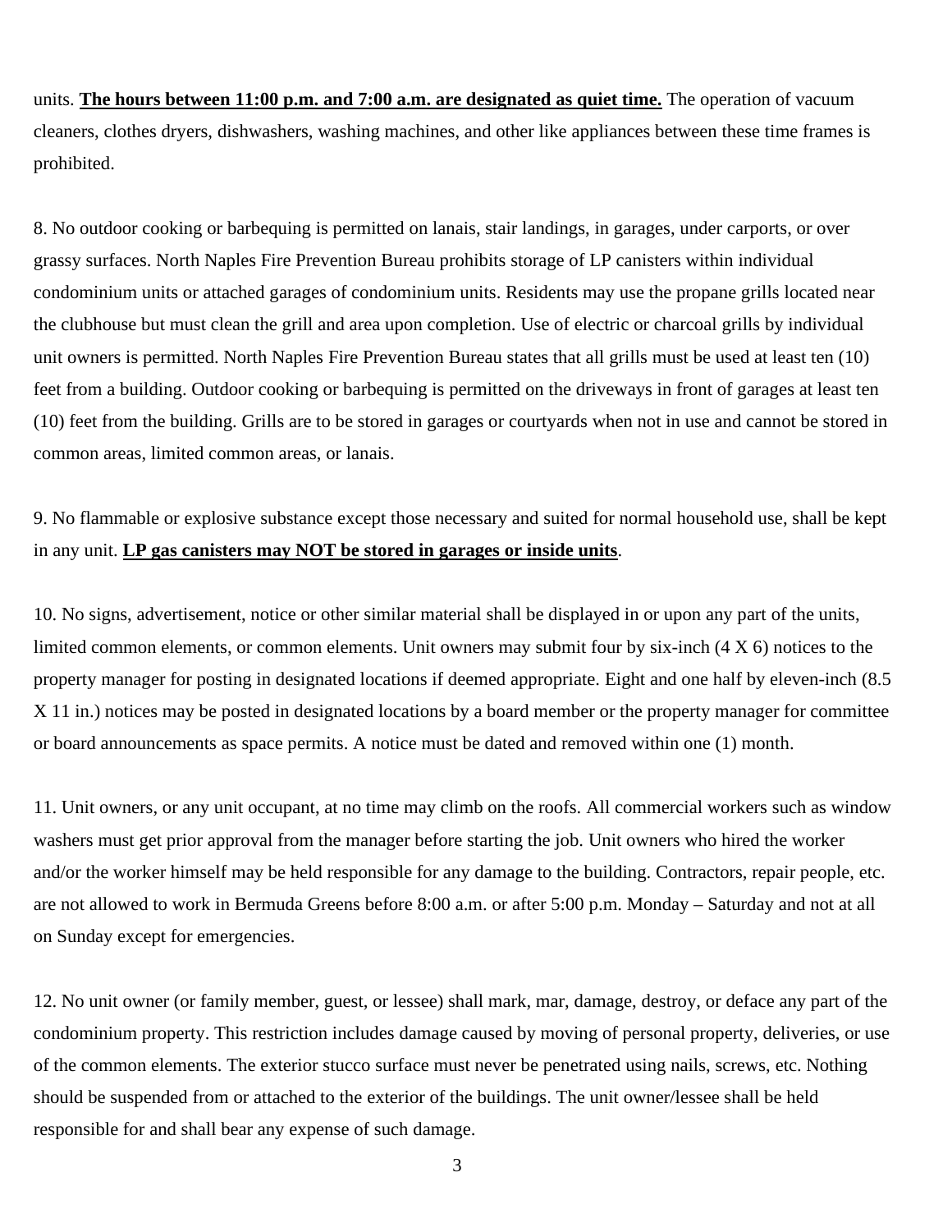units. **The hours between 11:00 p.m. and 7:00 a.m. are designated as quiet time.** The operation of vacuum cleaners, clothes dryers, dishwashers, washing machines, and other like appliances between these time frames is prohibited.

8. No outdoor cooking or barbequing is permitted on lanais, stair landings, in garages, under carports, or over grassy surfaces. North Naples Fire Prevention Bureau prohibits storage of LP canisters within individual condominium units or attached garages of condominium units. Residents may use the propane grills located near the clubhouse but must clean the grill and area upon completion. Use of electric or charcoal grills by individual unit owners is permitted. North Naples Fire Prevention Bureau states that all grills must be used at least ten (10) feet from a building. Outdoor cooking or barbequing is permitted on the driveways in front of garages at least ten (10) feet from the building. Grills are to be stored in garages or courtyards when not in use and cannot be stored in common areas, limited common areas, or lanais.

9. No flammable or explosive substance except those necessary and suited for normal household use, shall be kept in any unit. **LP gas canisters may NOT be stored in garages or inside units**.

10. No signs, advertisement, notice or other similar material shall be displayed in or upon any part of the units, limited common elements, or common elements. Unit owners may submit four by six-inch (4 X 6) notices to the property manager for posting in designated locations if deemed appropriate. Eight and one half by eleven-inch (8.5 X 11 in.) notices may be posted in designated locations by a board member or the property manager for committee or board announcements as space permits. A notice must be dated and removed within one (1) month.

11. Unit owners, or any unit occupant, at no time may climb on the roofs. All commercial workers such as window washers must get prior approval from the manager before starting the job. Unit owners who hired the worker and/or the worker himself may be held responsible for any damage to the building. Contractors, repair people, etc. are not allowed to work in Bermuda Greens before 8:00 a.m. or after 5:00 p.m. Monday – Saturday and not at all on Sunday except for emergencies.

12. No unit owner (or family member, guest, or lessee) shall mark, mar, damage, destroy, or deface any part of the condominium property. This restriction includes damage caused by moving of personal property, deliveries, or use of the common elements. The exterior stucco surface must never be penetrated using nails, screws, etc. Nothing should be suspended from or attached to the exterior of the buildings. The unit owner/lessee shall be held responsible for and shall bear any expense of such damage.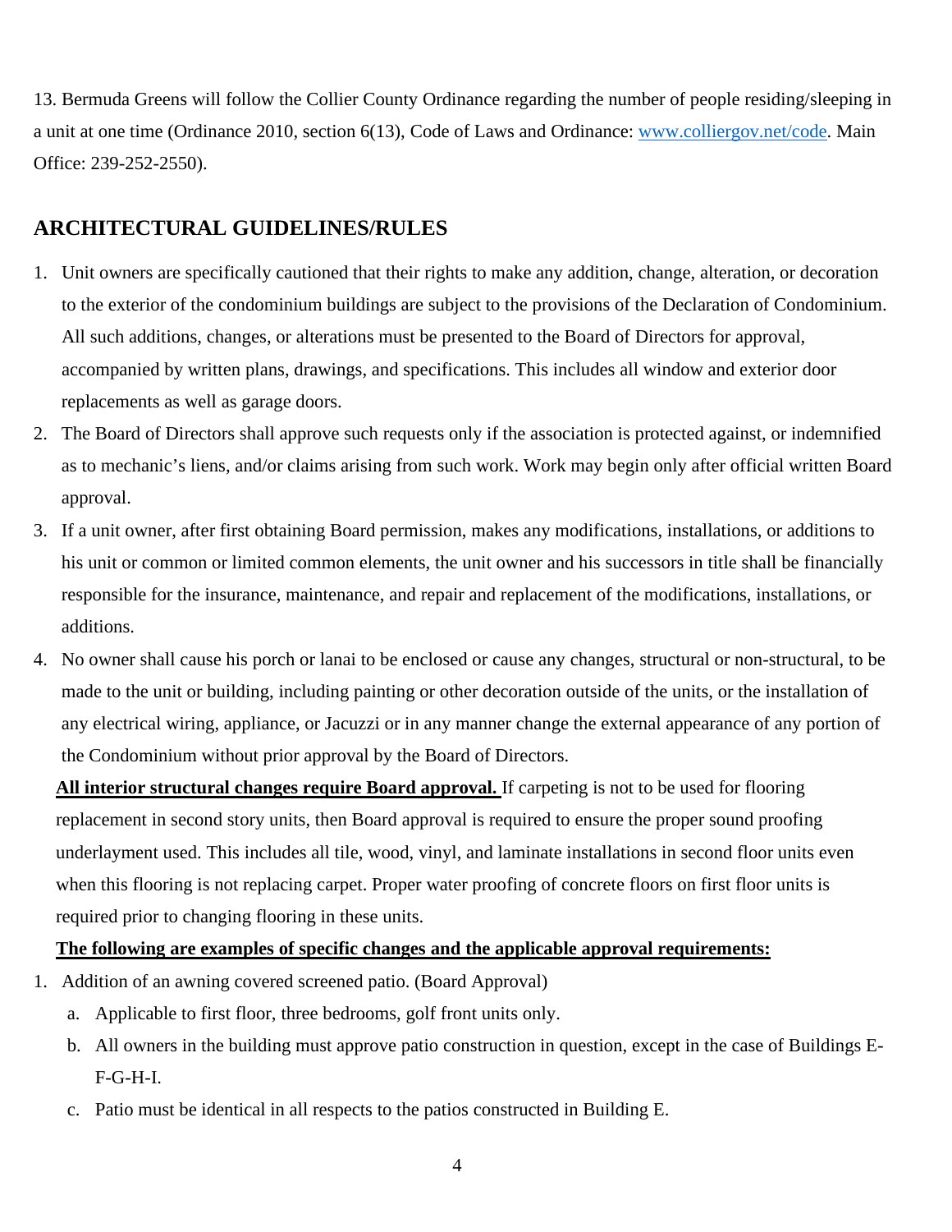13. Bermuda Greens will follow the Collier County Ordinance regarding the number of people residing/sleeping in a unit at one time (Ordinance 2010, section 6(13), Code of Laws and Ordinance: [www.colliergov.net/code](www.colliergov.net/code). Main Office: 239-252-2550).

## ARCHITECTURAL GUIDELINES/RULES

1. Unit owners are specifically cautioned that their rights to make any addition, change, alteration, or decoration to the exterior of the condominium buildings are subject to the provisions of the Declaration of Condominium. All such additions, changes, or alterations must be presented to the Board of Directors for approval, accompanied by written plans, drawings, and specifications. This includes all window and exterior door replacements as well as garage doors.
2. The Board of Directors shall approve such requests only if the association is protected against, or indemnified as to mechanic's liens, and/or claims arising from such work. Work may begin only after official written Board approval.
3. If a unit owner, after first obtaining Board permission, makes any modifications, installations, or additions to his unit or common or limited common elements, the unit owner and his successors in title shall be financially responsible for the insurance, maintenance, and repair and replacement of the modifications, installations, or additions.
4. No owner shall cause his porch or lanai to be enclosed or cause any changes, structural or non-structural, to be made to the unit or building, including painting or other decoration outside of the units, or the installation of any electrical wiring, appliance, or Jacuzzi or in any manner change the external appearance of any portion of the Condominium without prior approval by the Board of Directors.

**All interior structural changes require Board approval.** If carpeting is not to be used for flooring replacement in second story units, then Board approval is required to ensure the proper sound proofing underlayment used. This includes all tile, wood, vinyl, and laminate installations in second floor units even when this flooring is not replacing carpet. Proper water proofing of concrete floors on first floor units is required prior to changing flooring in these units.

**The following are examples of specific changes and the applicable approval requirements:**

1. Addition of an awning covered screened patio. (Board Approval)
   a. Applicable to first floor, three bedrooms, golf front units only.
   b. All owners in the building must approve patio construction in question, except in the case of Buildings E-F-G-H-I.
   c. Patio must be identical in all respects to the patios constructed in Building E.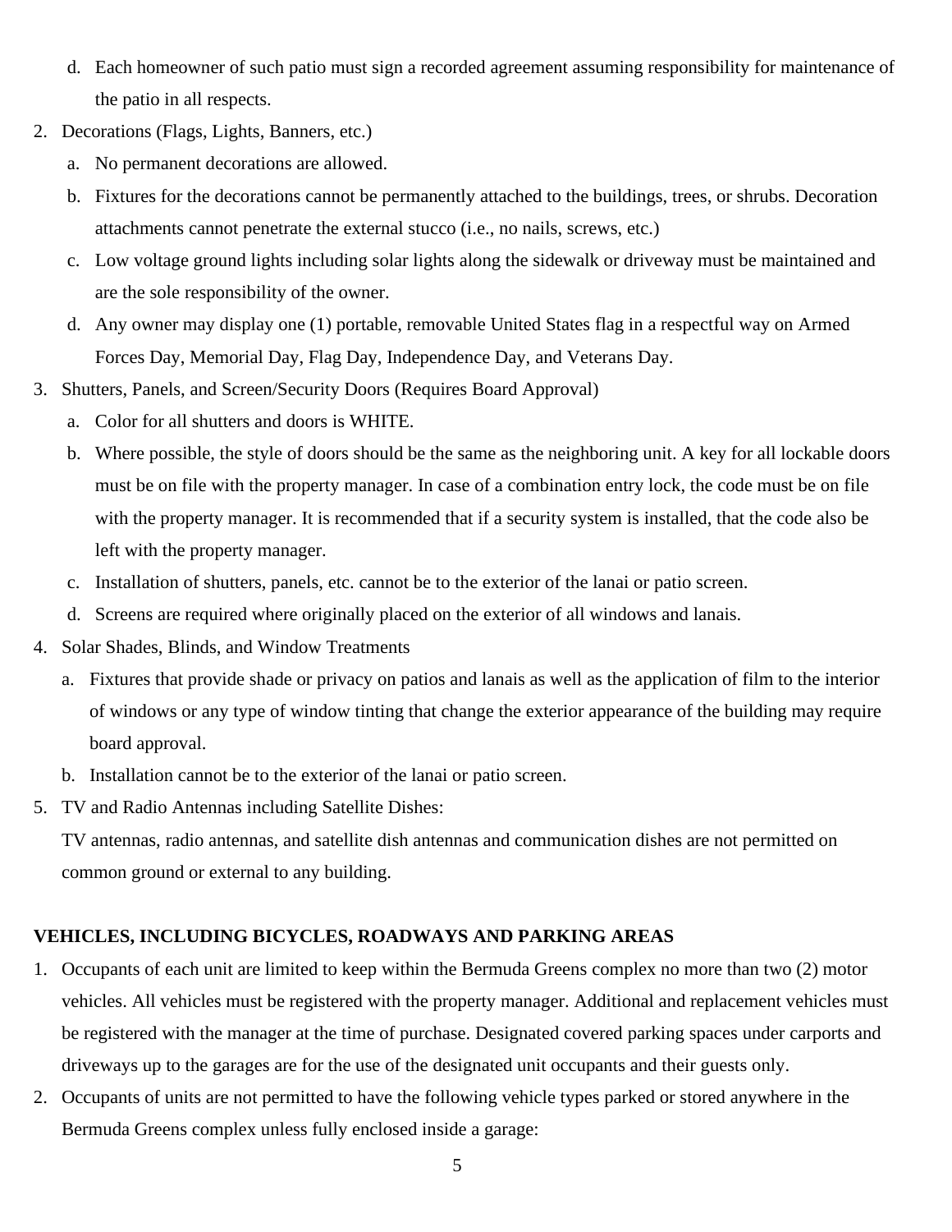d. Each homeowner of such patio must sign a recorded agreement assuming responsibility for maintenance of the patio in all respects.

2. Decorations (Flags, Lights, Banners, etc.)
   a. No permanent decorations are allowed.
   b. Fixtures for the decorations cannot be permanently attached to the buildings, trees, or shrubs. Decoration attachments cannot penetrate the external stucco (i.e., no nails, screws, etc.)
   c. Low voltage ground lights including solar lights along the sidewalk or driveway must be maintained and are the sole responsibility of the owner.
   d. Any owner may display one (1) portable, removable United States flag in a respectful way on Armed Forces Day, Memorial Day, Flag Day, Independence Day, and Veterans Day.
3. Shutters, Panels, and Screen/Security Doors (Requires Board Approval)
   a. Color for all shutters and doors is WHITE.
   b. Where possible, the style of doors should be the same as the neighboring unit. A key for all lockable doors must be on file with the property manager. In case of a combination entry lock, the code must be on file with the property manager. It is recommended that if a security system is installed, that the code also be left with the property manager.
   c. Installation of shutters, panels, etc. cannot be to the exterior of the lanai or patio screen.
   d. Screens are required where originally placed on the exterior of all windows and lanais.
4. Solar Shades, Blinds, and Window Treatments
   a. Fixtures that provide shade or privacy on patios and lanais as well as the application of film to the interior of windows or any type of window tinting that change the exterior appearance of the building may require board approval.
   b. Installation cannot be to the exterior of the lanai or patio screen.
5. TV and Radio Antennas including Satellite Dishes:

   TV antennas, radio antennas, and satellite dish antennas and communication dishes are not permitted on common ground or external to any building.

**VEHICLES, INCLUDING BICYCLES, ROADWAYS AND PARKING AREAS**

1. Occupants of each unit are limited to keep within the Bermuda Greens complex no more than two (2) motor vehicles. All vehicles must be registered with the property manager. Additional and replacement vehicles must be registered with the manager at the time of purchase. Designated covered parking spaces under carports and driveways up to the garages are for the use of the designated unit occupants and their guests only.
2. Occupants of units are not permitted to have the following vehicle types parked or stored anywhere in the Bermuda Greens complex unless fully enclosed inside a garage: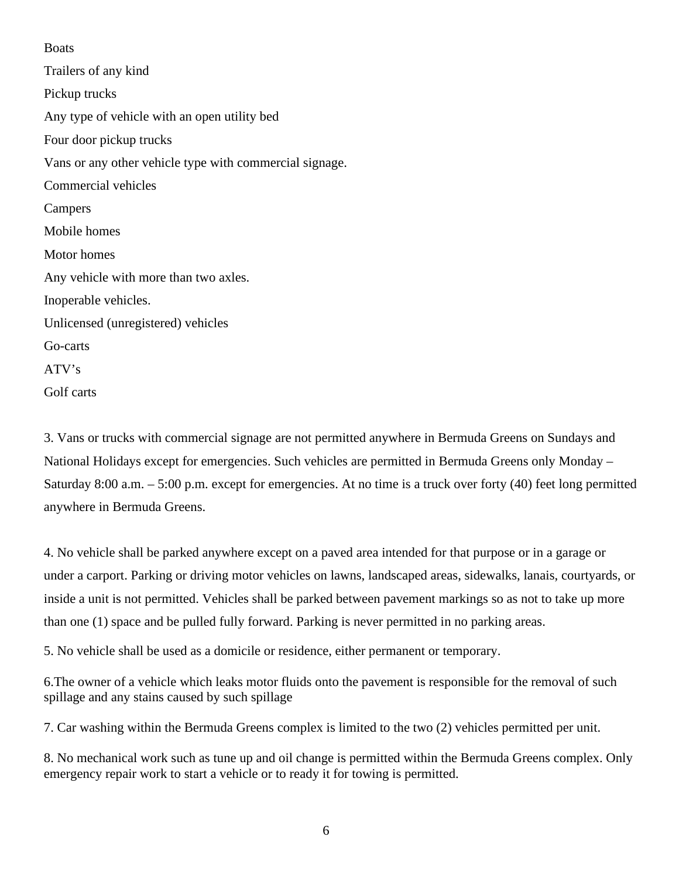Boats

Trailers of any kind

Pickup trucks

Any type of vehicle with an open utility bed

Four door pickup trucks

Vans or any other vehicle type with commercial signage.

Commercial vehicles

Campers

Mobile homes

Motor homes

Any vehicle with more than two axles.

Inoperable vehicles.

Unlicensed (unregistered) vehicles

Go-carts

ATV's

Golf carts

3. Vans or trucks with commercial signage are not permitted anywhere in Bermuda Greens on Sundays and National Holidays except for emergencies. Such vehicles are permitted in Bermuda Greens only Monday – Saturday 8:00 a.m. – 5:00 p.m. except for emergencies. At no time is a truck over forty (40) feet long permitted anywhere in Bermuda Greens.

4. No vehicle shall be parked anywhere except on a paved area intended for that purpose or in a garage or under a carport. Parking or driving motor vehicles on lawns, landscaped areas, sidewalks, lanais, courtyards, or inside a unit is not permitted. Vehicles shall be parked between pavement markings so as not to take up more than one (1) space and be pulled fully forward. Parking is never permitted in no parking areas.

5. No vehicle shall be used as a domicile or residence, either permanent or temporary.

6.The owner of a vehicle which leaks motor fluids onto the pavement is responsible for the removal of such spillage and any stains caused by such spillage

7. Car washing within the Bermuda Greens complex is limited to the two (2) vehicles permitted per unit.

8. No mechanical work such as tune up and oil change is permitted within the Bermuda Greens complex. Only emergency repair work to start a vehicle or to ready it for towing is permitted.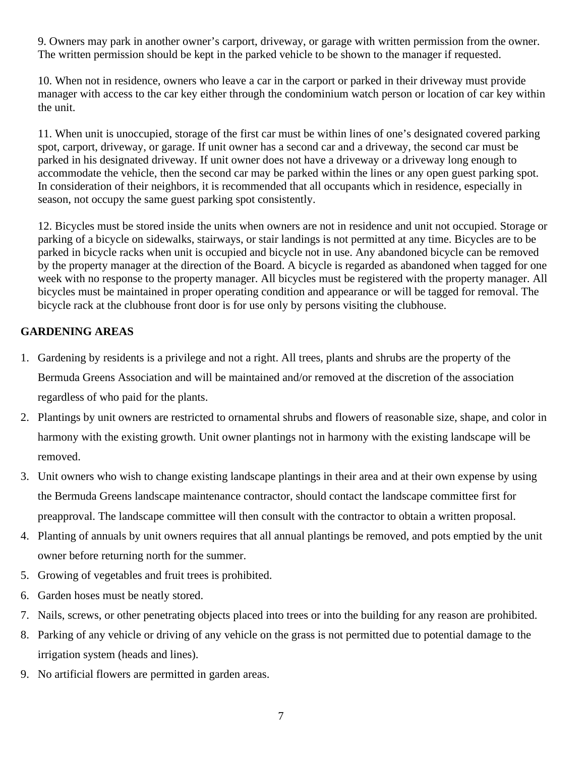9. Owners may park in another owner's carport, driveway, or garage with written permission from the owner. The written permission should be kept in the parked vehicle to be shown to the manager if requested.

10. When not in residence, owners who leave a car in the carport or parked in their driveway must provide manager with access to the car key either through the condominium watch person or location of car key within the unit.

11. When unit is unoccupied, storage of the first car must be within lines of one's designated covered parking spot, carport, driveway, or garage. If unit owner has a second car and a driveway, the second car must be parked in his designated driveway. If unit owner does not have a driveway or a driveway long enough to accommodate the vehicle, then the second car may be parked within the lines or any open guest parking spot. In consideration of their neighbors, it is recommended that all occupants which in residence, especially in season, not occupy the same guest parking spot consistently.

12. Bicycles must be stored inside the units when owners are not in residence and unit not occupied. Storage or parking of a bicycle on sidewalks, stairways, or stair landings is not permitted at any time. Bicycles are to be parked in bicycle racks when unit is occupied and bicycle not in use. Any abandoned bicycle can be removed by the property manager at the direction of the Board. A bicycle is regarded as abandoned when tagged for one week with no response to the property manager. All bicycles must be registered with the property manager. All bicycles must be maintained in proper operating condition and appearance or will be tagged for removal. The bicycle rack at the clubhouse front door is for use only by persons visiting the clubhouse.

## GARDENING AREAS

1. Gardening by residents is a privilege and not a right. All trees, plants and shrubs are the property of the Bermuda Greens Association and will be maintained and/or removed at the discretion of the association regardless of who paid for the plants.
2. Plantings by unit owners are restricted to ornamental shrubs and flowers of reasonable size, shape, and color in harmony with the existing growth. Unit owner plantings not in harmony with the existing landscape will be removed.
3. Unit owners who wish to change existing landscape plantings in their area and at their own expense by using the Bermuda Greens landscape maintenance contractor, should contact the landscape committee first for preapproval. The landscape committee will then consult with the contractor to obtain a written proposal.
4. Planting of annuals by unit owners requires that all annual plantings be removed, and pots emptied by the unit owner before returning north for the summer.
5. Growing of vegetables and fruit trees is prohibited.
6. Garden hoses must be neatly stored.
7. Nails, screws, or other penetrating objects placed into trees or into the building for any reason are prohibited.
8. Parking of any vehicle or driving of any vehicle on the grass is not permitted due to potential damage to the irrigation system (heads and lines).
9. No artificial flowers are permitted in garden areas.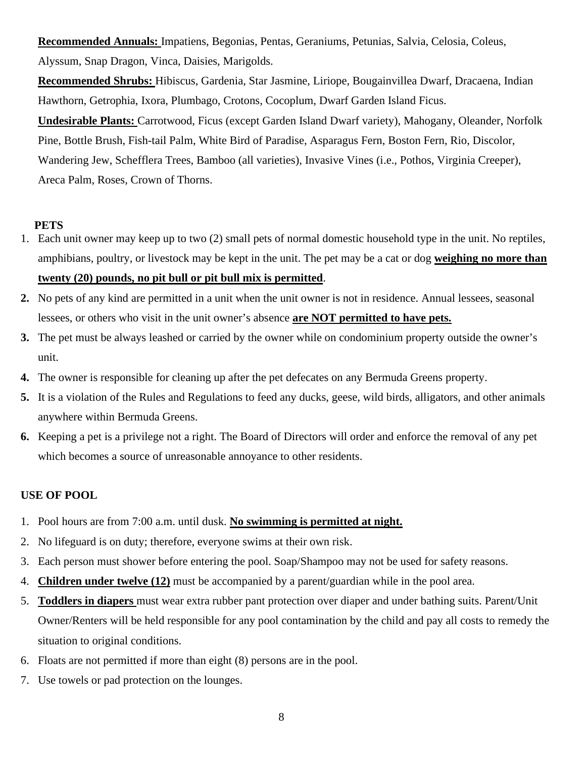**Recommended Annuals:** Impatiens, Begonias, Pentas, Geraniums, Petunias, Salvia, Celosia, Coleus, Alyssum, Snap Dragon, Vinca, Daisies, Marigolds.

**Recommended Shrubs:** Hibiscus, Gardenia, Star Jasmine, Liriope, Bougainvillea Dwarf, Dracaena, Indian Hawthorn, Getrophia, Ixora, Plumbago, Crotons, Cocoplum, Dwarf Garden Island Ficus.

**Undesirable Plants:** Carrotwood, Ficus (except Garden Island Dwarf variety), Mahogany, Oleander, Norfolk Pine, Bottle Brush, Fish-tail Palm, White Bird of Paradise, Asparagus Fern, Boston Fern, Rio, Discolor, Wandering Jew, Schefflera Trees, Bamboo (all varieties), Invasive Vines (i.e., Pothos, Virginia Creeper), Areca Palm, Roses, Crown of Thorns.

## PETS

1. Each unit owner may keep up to two (2) small pets of normal domestic household type in the unit. No reptiles, amphibians, poultry, or livestock may be kept in the unit. The pet may be a cat or dog **weighing no more than twenty (20) pounds, no pit bull or pit bull mix is permitted**.
2. No pets of any kind are permitted in a unit when the unit owner is not in residence. Annual lessees, seasonal lessees, or others who visit in the unit owner's absence **are NOT permitted to have pets.**
3. The pet must be always leashed or carried by the owner while on condominium property outside the owner's unit.
4. The owner is responsible for cleaning up after the pet defecates on any Bermuda Greens property.
5. It is a violation of the Rules and Regulations to feed any ducks, geese, wild birds, alligators, and other animals anywhere within Bermuda Greens.
6. Keeping a pet is a privilege not a right. The Board of Directors will order and enforce the removal of any pet which becomes a source of unreasonable annoyance to other residents.

## USE OF POOL

1. Pool hours are from 7:00 a.m. until dusk. **No swimming is permitted at night.**
2. No lifeguard is on duty; therefore, everyone swims at their own risk.
3. Each person must shower before entering the pool. Soap/Shampoo may not be used for safety reasons.
4. **Children under twelve (12)** must be accompanied by a parent/guardian while in the pool area.
5. **Toddlers in diapers** must wear extra rubber pant protection over diaper and under bathing suits. Parent/Unit Owner/Renters will be held responsible for any pool contamination by the child and pay all costs to remedy the situation to original conditions.
6. Floats are not permitted if more than eight (8) persons are in the pool.
7. Use towels or pad protection on the lounges.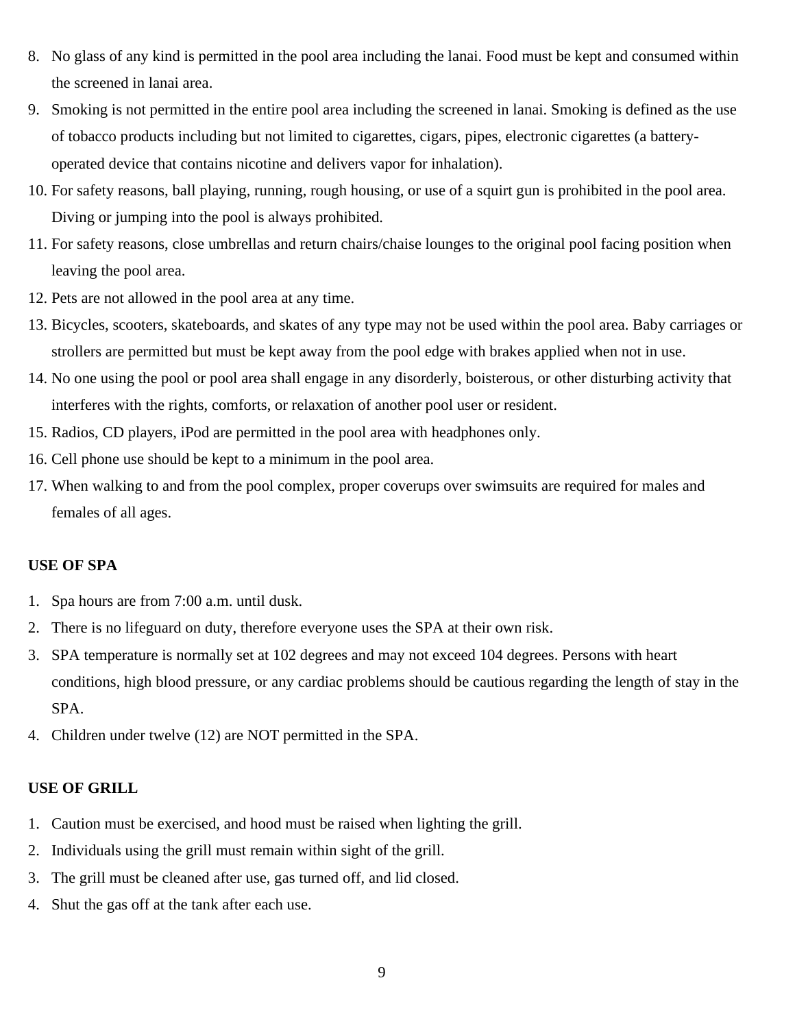8. No glass of any kind is permitted in the pool area including the lanai. Food must be kept and consumed within the screened in lanai area.
9. Smoking is not permitted in the entire pool area including the screened in lanai. Smoking is defined as the use of tobacco products including but not limited to cigarettes, cigars, pipes, electronic cigarettes (a battery-operated device that contains nicotine and delivers vapor for inhalation).
10. For safety reasons, ball playing, running, rough housing, or use of a squirt gun is prohibited in the pool area. Diving or jumping into the pool is always prohibited.
11. For safety reasons, close umbrellas and return chairs/chaise lounges to the original pool facing position when leaving the pool area.
12. Pets are not allowed in the pool area at any time.
13. Bicycles, scooters, skateboards, and skates of any type may not be used within the pool area. Baby carriages or strollers are permitted but must be kept away from the pool edge with brakes applied when not in use.
14. No one using the pool or pool area shall engage in any disorderly, boisterous, or other disturbing activity that interferes with the rights, comforts, or relaxation of another pool user or resident.
15. Radios, CD players, iPod are permitted in the pool area with headphones only.
16. Cell phone use should be kept to a minimum in the pool area.
17. When walking to and from the pool complex, proper coverups over swimsuits are required for males and females of all ages.

**USE OF SPA**

1. Spa hours are from 7:00 a.m. until dusk.
2. There is no lifeguard on duty, therefore everyone uses the SPA at their own risk.
3. SPA temperature is normally set at 102 degrees and may not exceed 104 degrees. Persons with heart conditions, high blood pressure, or any cardiac problems should be cautious regarding the length of stay in the SPA.
4. Children under twelve (12) are NOT permitted in the SPA.

**USE OF GRILL**

1. Caution must be exercised, and hood must be raised when lighting the grill.
2. Individuals using the grill must remain within sight of the grill.
3. The grill must be cleaned after use, gas turned off, and lid closed.
4. Shut the gas off at the tank after each use.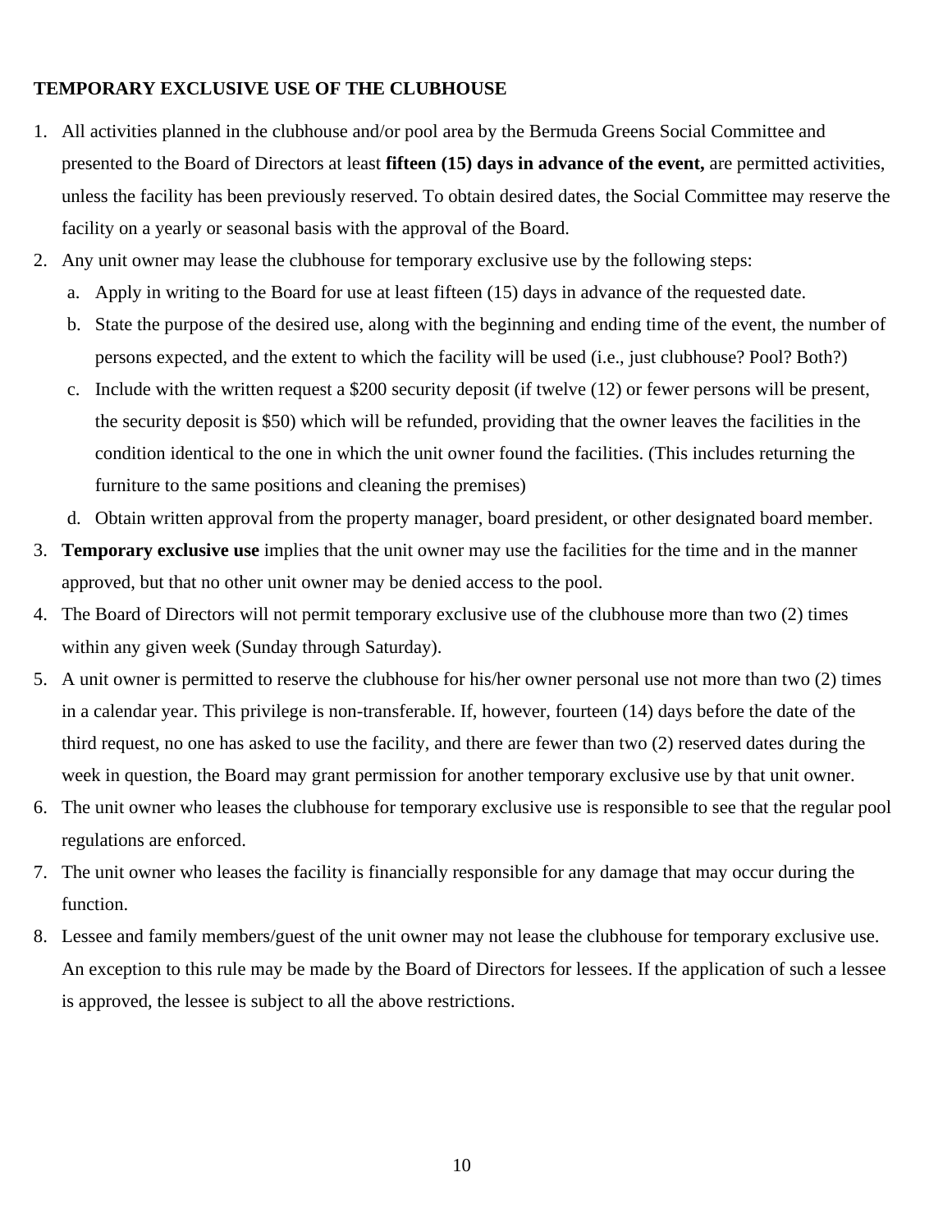**TEMPORARY EXCLUSIVE USE OF THE CLUBHOUSE**

1. All activities planned in the clubhouse and/or pool area by the Bermuda Greens Social Committee and presented to the Board of Directors at least **fifteen (15) days in advance of the event,** are permitted activities, unless the facility has been previously reserved. To obtain desired dates, the Social Committee may reserve the facility on a yearly or seasonal basis with the approval of the Board.
2. Any unit owner may lease the clubhouse for temporary exclusive use by the following steps:
   a. Apply in writing to the Board for use at least fifteen (15) days in advance of the requested date.
   b. State the purpose of the desired use, along with the beginning and ending time of the event, the number of persons expected, and the extent to which the facility will be used (i.e., just clubhouse? Pool? Both?)
   c. Include with the written request a $200 security deposit (if twelve (12) or fewer persons will be present, the security deposit is $50) which will be refunded, providing that the owner leaves the facilities in the condition identical to the one in which the unit owner found the facilities. (This includes returning the furniture to the same positions and cleaning the premises)
   d. Obtain written approval from the property manager, board president, or other designated board member.
3. **Temporary exclusive use** implies that the unit owner may use the facilities for the time and in the manner approved, but that no other unit owner may be denied access to the pool.
4. The Board of Directors will not permit temporary exclusive use of the clubhouse more than two (2) times within any given week (Sunday through Saturday).
5. A unit owner is permitted to reserve the clubhouse for his/her owner personal use not more than two (2) times in a calendar year. This privilege is non-transferable. If, however, fourteen (14) days before the date of the third request, no one has asked to use the facility, and there are fewer than two (2) reserved dates during the week in question, the Board may grant permission for another temporary exclusive use by that unit owner.
6. The unit owner who leases the clubhouse for temporary exclusive use is responsible to see that the regular pool regulations are enforced.
7. The unit owner who leases the facility is financially responsible for any damage that may occur during the function.
8. Lessee and family members/guest of the unit owner may not lease the clubhouse for temporary exclusive use. An exception to this rule may be made by the Board of Directors for lessees. If the application of such a lessee is approved, the lessee is subject to all the above restrictions.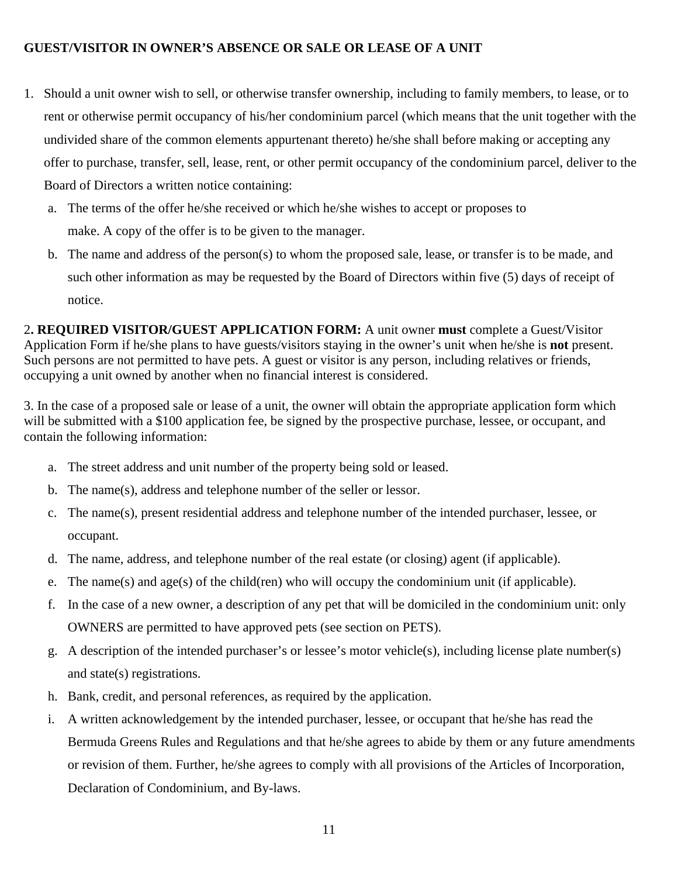**GUEST/VISITOR IN OWNER'S ABSENCE OR SALE OR LEASE OF A UNIT**

1. Should a unit owner wish to sell, or otherwise transfer ownership, including to family members, to lease, or to rent or otherwise permit occupancy of his/her condominium parcel (which means that the unit together with the undivided share of the common elements appurtenant thereto) he/she shall before making or accepting any offer to purchase, transfer, sell, lease, rent, or other permit occupancy of the condominium parcel, deliver to the Board of Directors a written notice containing:
   a. The terms of the offer he/she received or which he/she wishes to accept or proposes to make. A copy of the offer is to be given to the manager.
   b. The name and address of the person(s) to whom the proposed sale, lease, or transfer is to be made, and such other information as may be requested by the Board of Directors within five (5) days of receipt of notice.

2**. REQUIRED VISITOR/GUEST APPLICATION FORM:** A unit owner **must** complete a Guest/Visitor Application Form if he/she plans to have guests/visitors staying in the owner's unit when he/she is **not** present. Such persons are not permitted to have pets. A guest or visitor is any person, including relatives or friends, occupying a unit owned by another when no financial interest is considered.

3. In the case of a proposed sale or lease of a unit, the owner will obtain the appropriate application form which will be submitted with a $100 application fee, be signed by the prospective purchase, lessee, or occupant, and contain the following information:

   a. The street address and unit number of the property being sold or leased.
   b. The name(s), address and telephone number of the seller or lessor.
   c. The name(s), present residential address and telephone number of the intended purchaser, lessee, or occupant.
   d. The name, address, and telephone number of the real estate (or closing) agent (if applicable).
   e. The name(s) and age(s) of the child(ren) who will occupy the condominium unit (if applicable).
   f. In the case of a new owner, a description of any pet that will be domiciled in the condominium unit: only OWNERS are permitted to have approved pets (see section on PETS).
   g. A description of the intended purchaser's or lessee's motor vehicle(s), including license plate number(s) and state(s) registrations.
   h. Bank, credit, and personal references, as required by the application.
   i. A written acknowledgement by the intended purchaser, lessee, or occupant that he/she has read the Bermuda Greens Rules and Regulations and that he/she agrees to abide by them or any future amendments or revision of them. Further, he/she agrees to comply with all provisions of the Articles of Incorporation, Declaration of Condominium, and By-laws.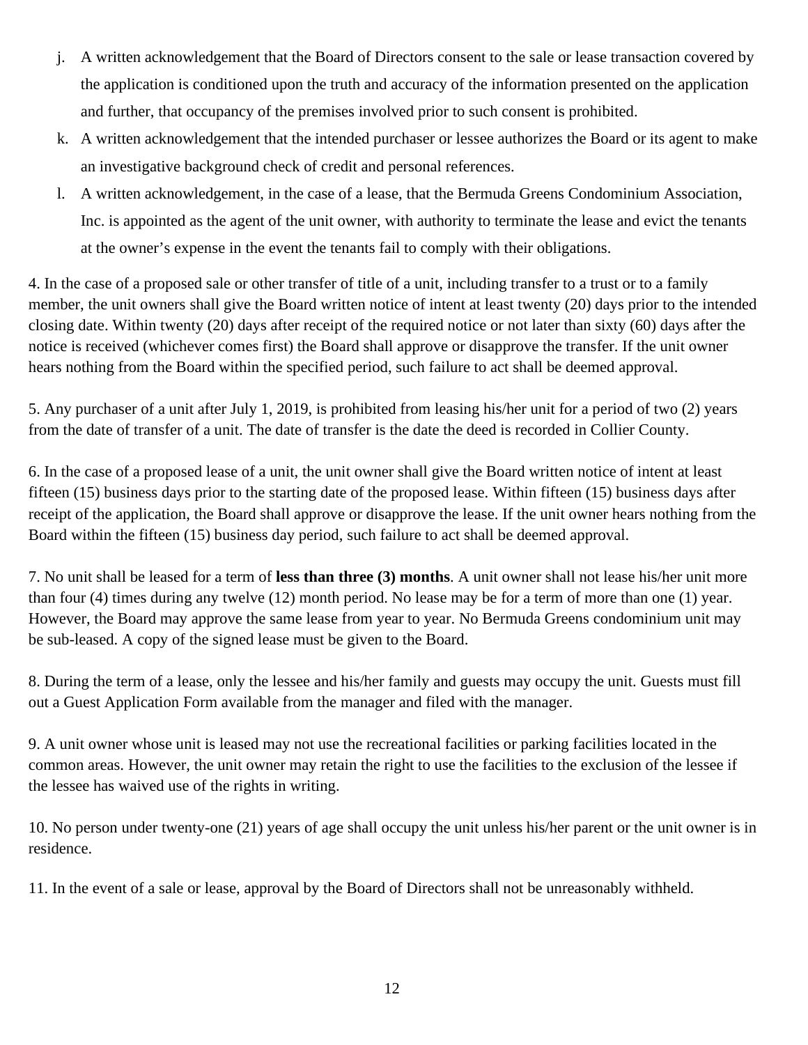j. A written acknowledgement that the Board of Directors consent to the sale or lease transaction covered by the application is conditioned upon the truth and accuracy of the information presented on the application and further, that occupancy of the premises involved prior to such consent is prohibited.

k. A written acknowledgement that the intended purchaser or lessee authorizes the Board or its agent to make an investigative background check of credit and personal references.

l. A written acknowledgement, in the case of a lease, that the Bermuda Greens Condominium Association, Inc. is appointed as the agent of the unit owner, with authority to terminate the lease and evict the tenants at the owner's expense in the event the tenants fail to comply with their obligations.

4. In the case of a proposed sale or other transfer of title of a unit, including transfer to a trust or to a family member, the unit owners shall give the Board written notice of intent at least twenty (20) days prior to the intended closing date. Within twenty (20) days after receipt of the required notice or not later than sixty (60) days after the notice is received (whichever comes first) the Board shall approve or disapprove the transfer. If the unit owner hears nothing from the Board within the specified period, such failure to act shall be deemed approval.

5. Any purchaser of a unit after July 1, 2019, is prohibited from leasing his/her unit for a period of two (2) years from the date of transfer of a unit. The date of transfer is the date the deed is recorded in Collier County.

6. In the case of a proposed lease of a unit, the unit owner shall give the Board written notice of intent at least fifteen (15) business days prior to the starting date of the proposed lease. Within fifteen (15) business days after receipt of the application, the Board shall approve or disapprove the lease. If the unit owner hears nothing from the Board within the fifteen (15) business day period, such failure to act shall be deemed approval.

7. No unit shall be leased for a term of **less than three (3) months**. A unit owner shall not lease his/her unit more than four (4) times during any twelve (12) month period. No lease may be for a term of more than one (1) year. However, the Board may approve the same lease from year to year. No Bermuda Greens condominium unit may be sub-leased. A copy of the signed lease must be given to the Board.

8. During the term of a lease, only the lessee and his/her family and guests may occupy the unit. Guests must fill out a Guest Application Form available from the manager and filed with the manager.

9. A unit owner whose unit is leased may not use the recreational facilities or parking facilities located in the common areas. However, the unit owner may retain the right to use the facilities to the exclusion of the lessee if the lessee has waived use of the rights in writing.

10. No person under twenty-one (21) years of age shall occupy the unit unless his/her parent or the unit owner is in residence.

11. In the event of a sale or lease, approval by the Board of Directors shall not be unreasonably withheld.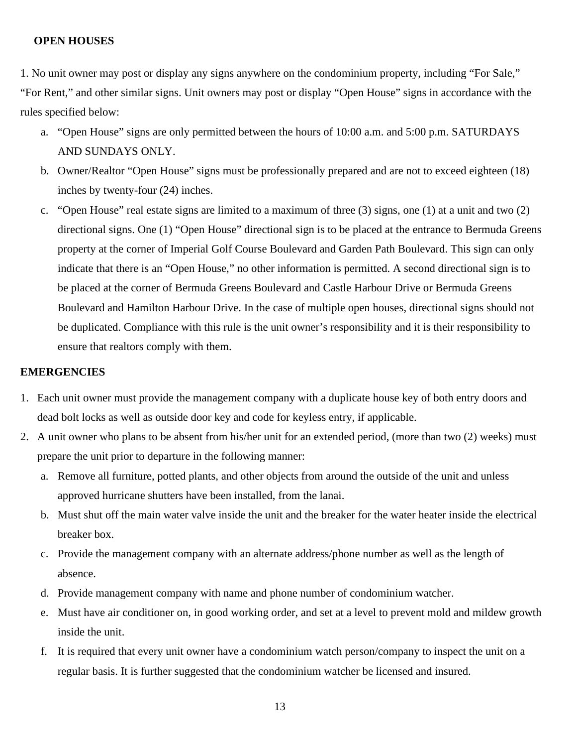**OPEN HOUSES**

1. No unit owner may post or display any signs anywhere on the condominium property, including “For Sale,” “For Rent,” and other similar signs. Unit owners may post or display “Open House” signs in accordance with the rules specified below:
   a. “Open House” signs are only permitted between the hours of 10:00 a.m. and 5:00 p.m. SATURDAYS AND SUNDAYS ONLY.
   b. Owner/Realtor “Open House” signs must be professionally prepared and are not to exceed eighteen (18) inches by twenty-four (24) inches.
   c. “Open House” real estate signs are limited to a maximum of three (3) signs, one (1) at a unit and two (2) directional signs. One (1) “Open House” directional sign is to be placed at the entrance to Bermuda Greens property at the corner of Imperial Golf Course Boulevard and Garden Path Boulevard. This sign can only indicate that there is an “Open House,” no other information is permitted. A second directional sign is to be placed at the corner of Bermuda Greens Boulevard and Castle Harbour Drive or Bermuda Greens Boulevard and Hamilton Harbour Drive. In the case of multiple open houses, directional signs should not be duplicated. Compliance with this rule is the unit owner’s responsibility and it is their responsibility to ensure that realtors comply with them.

**EMERGENCIES**

1. Each unit owner must provide the management company with a duplicate house key of both entry doors and dead bolt locks as well as outside door key and code for keyless entry, if applicable.
2. A unit owner who plans to be absent from his/her unit for an extended period, (more than two (2) weeks) must prepare the unit prior to departure in the following manner:
   a. Remove all furniture, potted plants, and other objects from around the outside of the unit and unless approved hurricane shutters have been installed, from the lanai.
   b. Must shut off the main water valve inside the unit and the breaker for the water heater inside the electrical breaker box.
   c. Provide the management company with an alternate address/phone number as well as the length of absence.
   d. Provide management company with name and phone number of condominium watcher.
   e. Must have air conditioner on, in good working order, and set at a level to prevent mold and mildew growth inside the unit.
   f. It is required that every unit owner have a condominium watch person/company to inspect the unit on a regular basis. It is further suggested that the condominium watcher be licensed and insured.